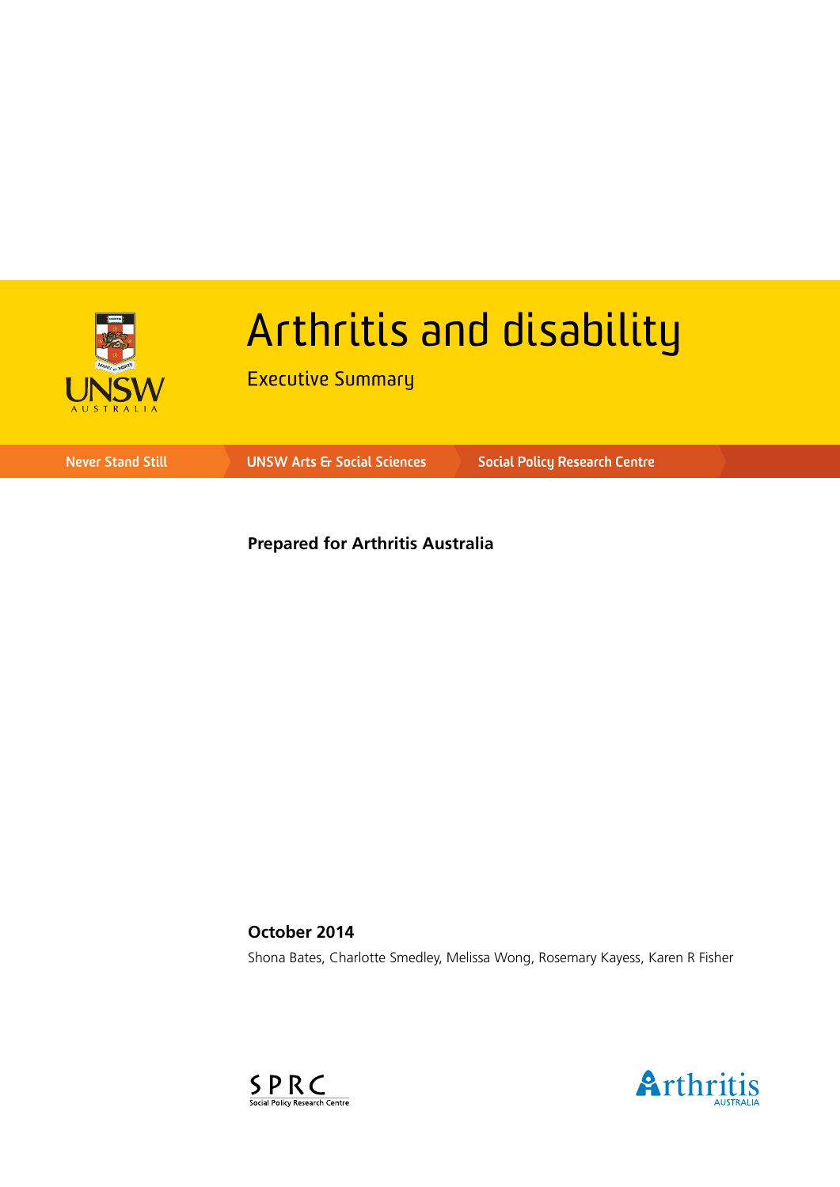# Arthritis and disability

## Executive Summary

Never Stand Still | UNSW Arts & Social Sciences | Social Policy Research Centre

**Prepared for Arthritis Australia**

**October 2014**

Shona Bates, Charlotte Smedley, Melissa Wong, Rosemary Kayess, Karen R Fisher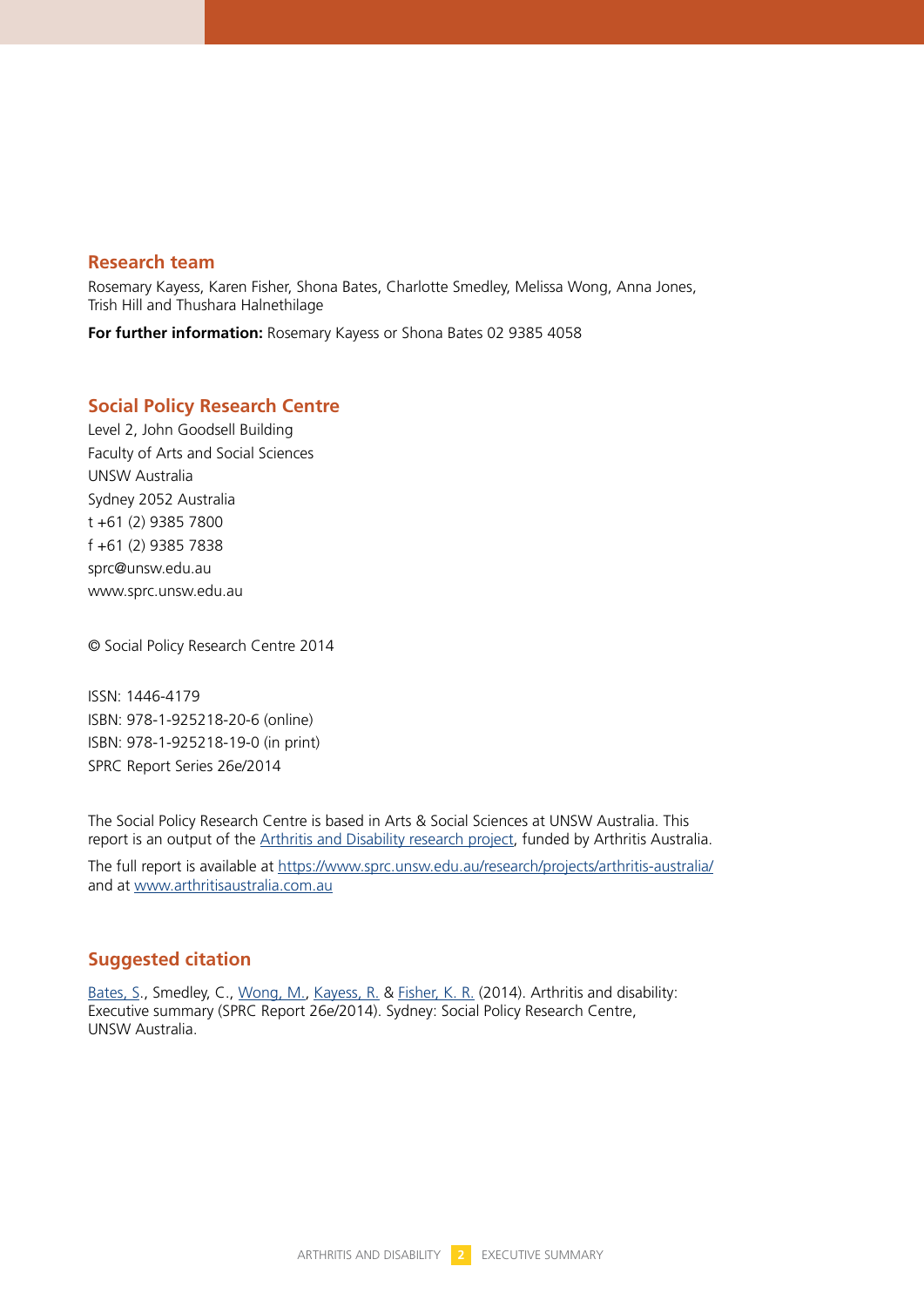## Research team

Rosemary Kayess, Karen Fisher, Shona Bates, Charlotte Smedley, Melissa Wong, Anna Jones, Trish Hill and Thushara Halnethilage

**For further information:** Rosemary Kayess or Shona Bates 02 9385 4058

## Social Policy Research Centre

Level 2, John Goodsell Building
Faculty of Arts and Social Sciences
UNSW Australia
Sydney 2052 Australia
t +61 (2) 9385 7800
f +61 (2) 9385 7838
sprc@unsw.edu.au
www.sprc.unsw.edu.au

© Social Policy Research Centre 2014

ISSN: 1446-4179
ISBN: 978-1-925218-20-6 (online)
ISBN: 978-1-925218-19-0 (in print)
SPRC Report Series 26e/2014

The Social Policy Research Centre is based in Arts & Social Sciences at UNSW Australia. This report is an output of the Arthritis and Disability research project, funded by Arthritis Australia.

The full report is available at https://www.sprc.unsw.edu.au/research/projects/arthritis-australia/ and at www.arthritisaustralia.com.au

## Suggested citation

Bates, S., Smedley, C., Wong, M., Kayess, R. & Fisher, K. R. (2014). Arthritis and disability: Executive summary (SPRC Report 26e/2014). Sydney: Social Policy Research Centre, UNSW Australia.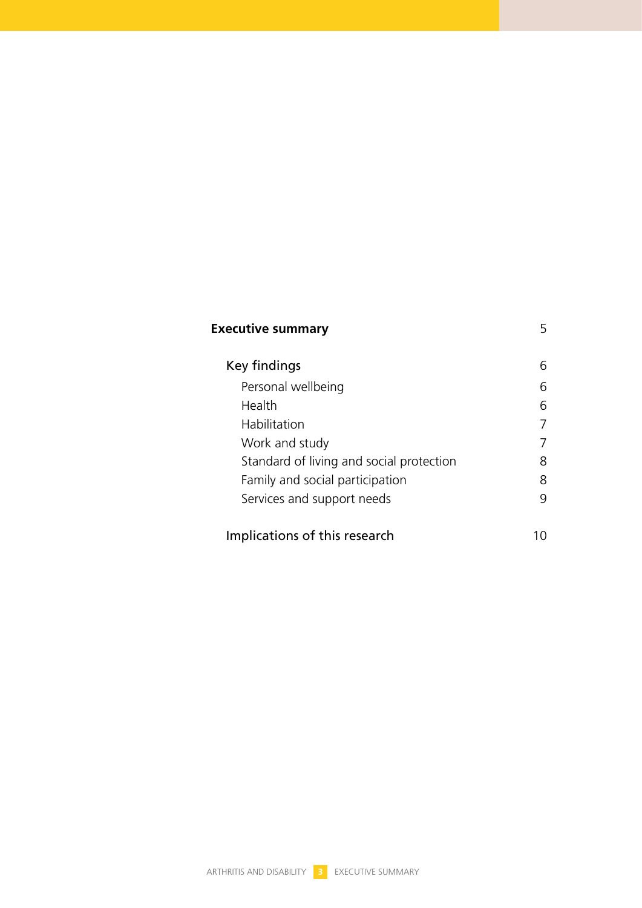| | |
|---|---|
| **Executive summary** | 5 |
| Key findings | 6 |
| Personal wellbeing | 6 |
| Health | 6 |
| Habilitation | 7 |
| Work and study | 7 |
| Standard of living and social protection | 8 |
| Family and social participation | 8 |
| Services and support needs | 9 |
| Implications of this research | 10 |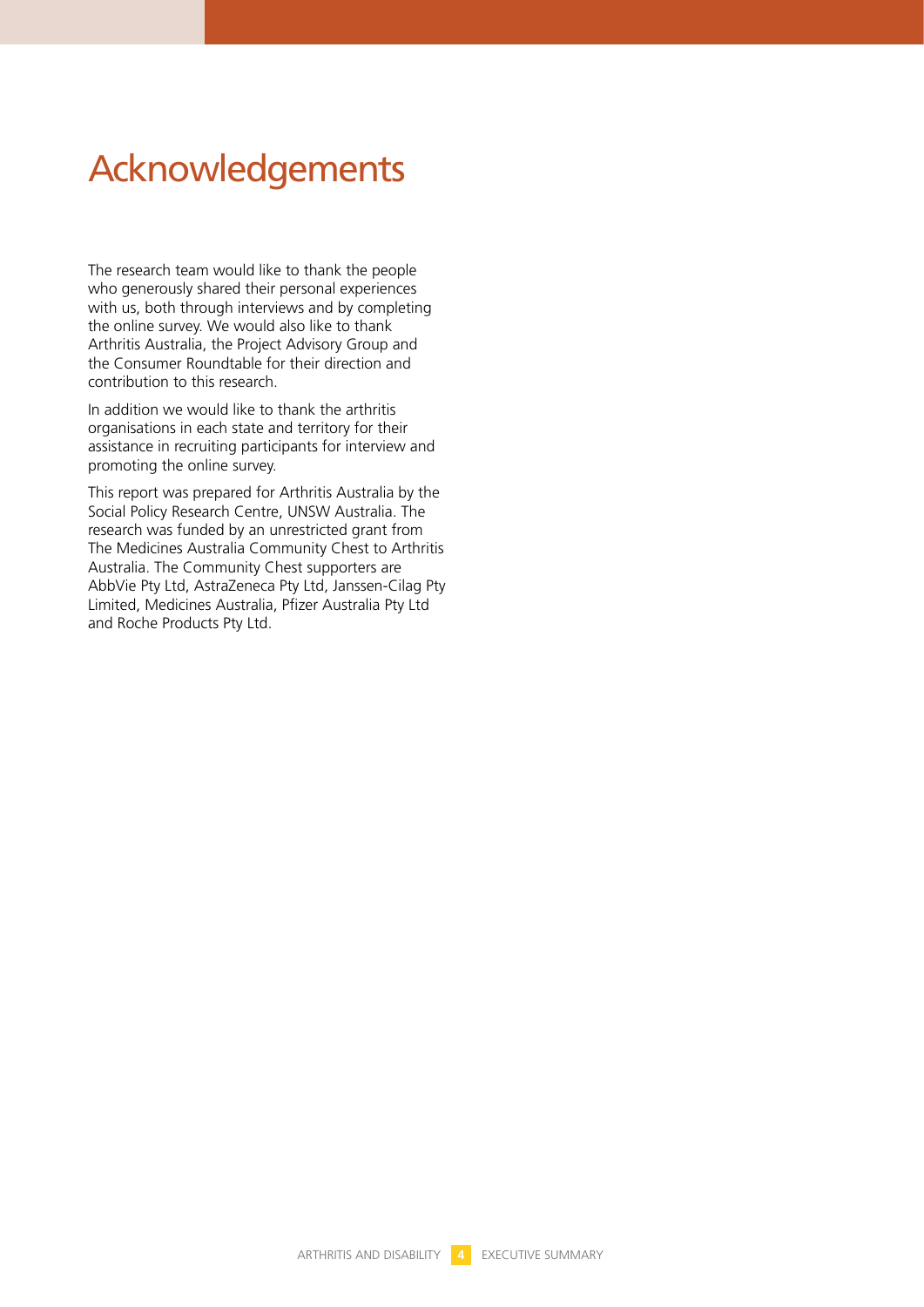# Acknowledgements

The research team would like to thank the people who generously shared their personal experiences with us, both through interviews and by completing the online survey. We would also like to thank Arthritis Australia, the Project Advisory Group and the Consumer Roundtable for their direction and contribution to this research.

In addition we would like to thank the arthritis organisations in each state and territory for their assistance in recruiting participants for interview and promoting the online survey.

This report was prepared for Arthritis Australia by the Social Policy Research Centre, UNSW Australia. The research was funded by an unrestricted grant from The Medicines Australia Community Chest to Arthritis Australia. The Community Chest supporters are AbbVie Pty Ltd, AstraZeneca Pty Ltd, Janssen-Cilag Pty Limited, Medicines Australia, Pfizer Australia Pty Ltd and Roche Products Pty Ltd.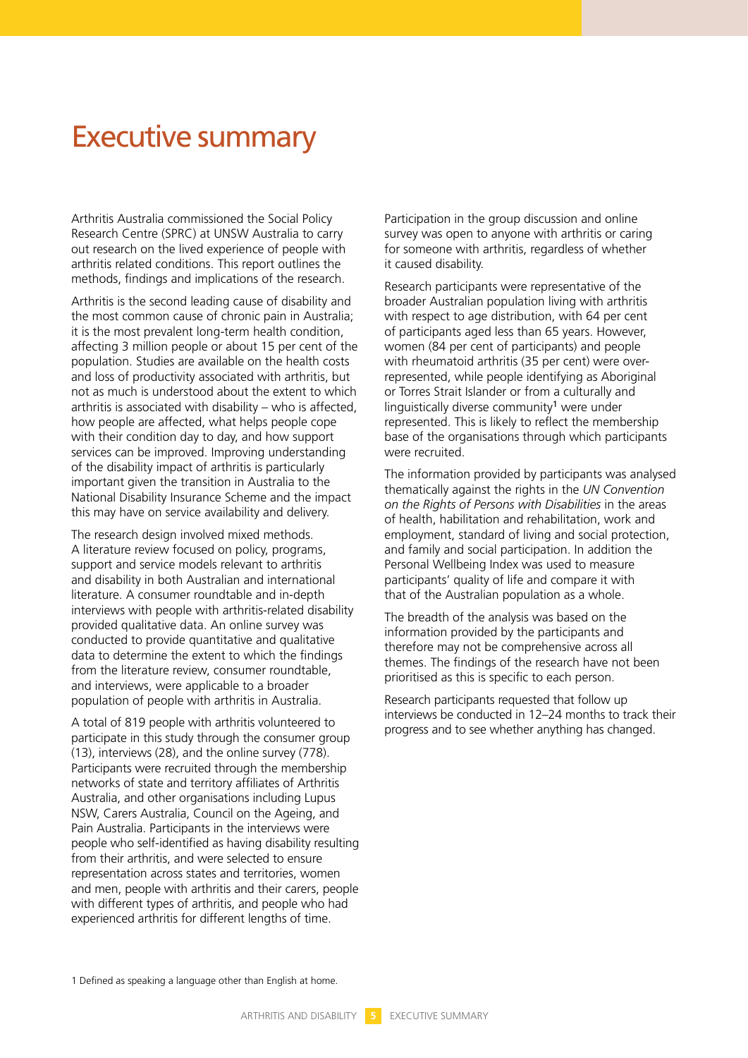# Executive summary

Arthritis Australia commissioned the Social Policy Research Centre (SPRC) at UNSW Australia to carry out research on the lived experience of people with arthritis related conditions. This report outlines the methods, findings and implications of the research.

Arthritis is the second leading cause of disability and the most common cause of chronic pain in Australia; it is the most prevalent long-term health condition, affecting 3 million people or about 15 per cent of the population. Studies are available on the health costs and loss of productivity associated with arthritis, but not as much is understood about the extent to which arthritis is associated with disability – who is affected, how people are affected, what helps people cope with their condition day to day, and how support services can be improved. Improving understanding of the disability impact of arthritis is particularly important given the transition in Australia to the National Disability Insurance Scheme and the impact this may have on service availability and delivery.

The research design involved mixed methods. A literature review focused on policy, programs, support and service models relevant to arthritis and disability in both Australian and international literature. A consumer roundtable and in-depth interviews with people with arthritis-related disability provided qualitative data. An online survey was conducted to provide quantitative and qualitative data to determine the extent to which the findings from the literature review, consumer roundtable, and interviews, were applicable to a broader population of people with arthritis in Australia.

A total of 819 people with arthritis volunteered to participate in this study through the consumer group (13), interviews (28), and the online survey (778). Participants were recruited through the membership networks of state and territory affiliates of Arthritis Australia, and other organisations including Lupus NSW, Carers Australia, Council on the Ageing, and Pain Australia. Participants in the interviews were people who self-identified as having disability resulting from their arthritis, and were selected to ensure representation across states and territories, women and men, people with arthritis and their carers, people with different types of arthritis, and people who had experienced arthritis for different lengths of time.

Participation in the group discussion and online survey was open to anyone with arthritis or caring for someone with arthritis, regardless of whether it caused disability.

Research participants were representative of the broader Australian population living with arthritis with respect to age distribution, with 64 per cent of participants aged less than 65 years. However, women (84 per cent of participants) and people with rheumatoid arthritis (35 per cent) were over-represented, while people identifying as Aboriginal or Torres Strait Islander or from a culturally and linguistically diverse community[1] were under represented. This is likely to reflect the membership base of the organisations through which participants were recruited.

The information provided by participants was analysed thematically against the rights in the *UN Convention on the Rights of Persons with Disabilities* in the areas of health, habilitation and rehabilitation, work and employment, standard of living and social protection, and family and social participation. In addition the Personal Wellbeing Index was used to measure participants' quality of life and compare it with that of the Australian population as a whole.

The breadth of the analysis was based on the information provided by the participants and therefore may not be comprehensive across all themes. The findings of the research have not been prioritised as this is specific to each person.

Research participants requested that follow up interviews be conducted in 12–24 months to track their progress and to see whether anything has changed.

1 Defined as speaking a language other than English at home.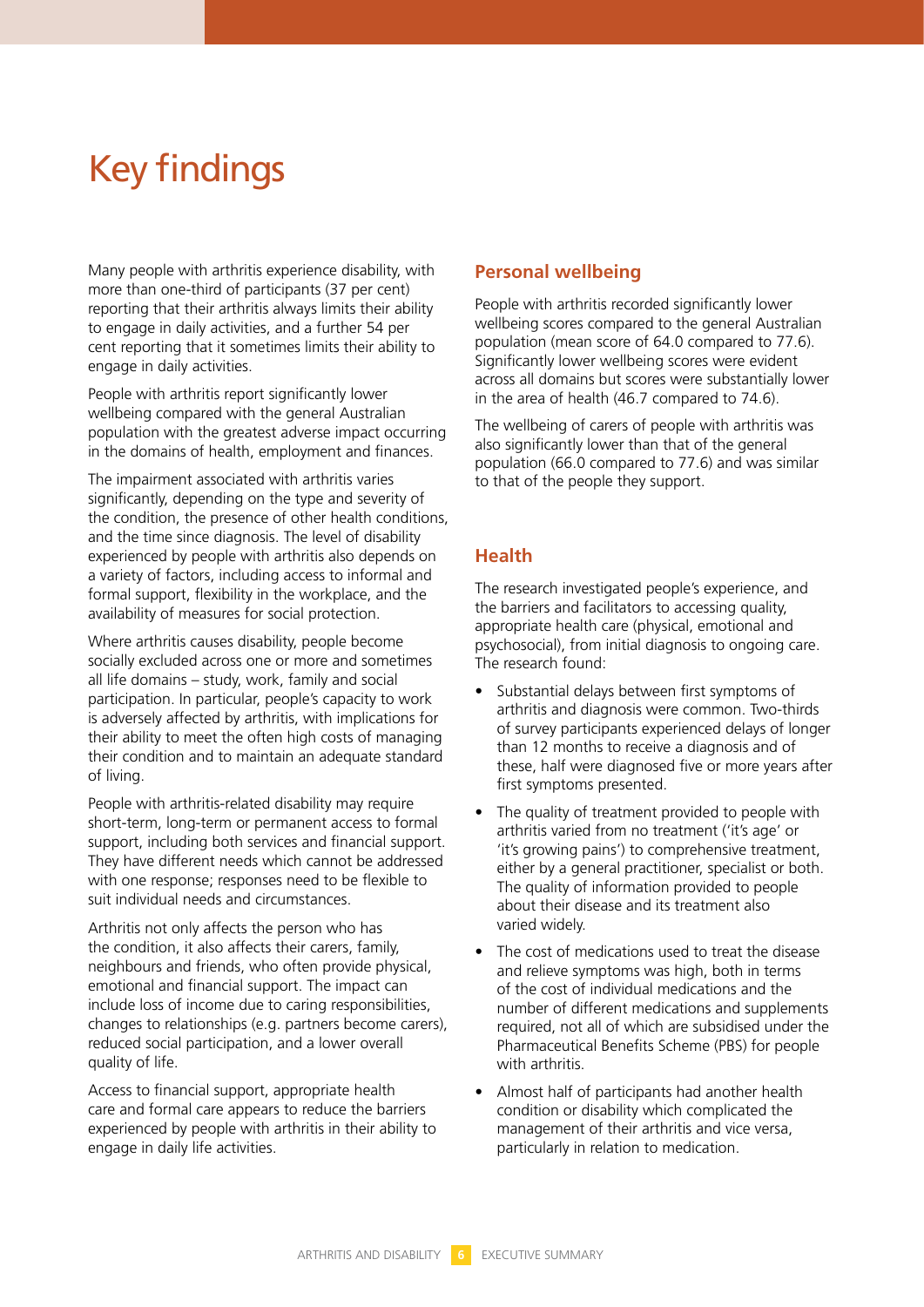# Key findings

Many people with arthritis experience disability, with more than one-third of participants (37 per cent) reporting that their arthritis always limits their ability to engage in daily activities, and a further 54 per cent reporting that it sometimes limits their ability to engage in daily activities.

People with arthritis report significantly lower wellbeing compared with the general Australian population with the greatest adverse impact occurring in the domains of health, employment and finances.

The impairment associated with arthritis varies significantly, depending on the type and severity of the condition, the presence of other health conditions, and the time since diagnosis. The level of disability experienced by people with arthritis also depends on a variety of factors, including access to informal and formal support, flexibility in the workplace, and the availability of measures for social protection.

Where arthritis causes disability, people become socially excluded across one or more and sometimes all life domains – study, work, family and social participation. In particular, people's capacity to work is adversely affected by arthritis, with implications for their ability to meet the often high costs of managing their condition and to maintain an adequate standard of living.

People with arthritis-related disability may require short-term, long-term or permanent access to formal support, including both services and financial support. They have different needs which cannot be addressed with one response; responses need to be flexible to suit individual needs and circumstances.

Arthritis not only affects the person who has the condition, it also affects their carers, family, neighbours and friends, who often provide physical, emotional and financial support. The impact can include loss of income due to caring responsibilities, changes to relationships (e.g. partners become carers), reduced social participation, and a lower overall quality of life.

Access to financial support, appropriate health care and formal care appears to reduce the barriers experienced by people with arthritis in their ability to engage in daily life activities.

## Personal wellbeing

People with arthritis recorded significantly lower wellbeing scores compared to the general Australian population (mean score of 64.0 compared to 77.6). Significantly lower wellbeing scores were evident across all domains but scores were substantially lower in the area of health (46.7 compared to 74.6).

The wellbeing of carers of people with arthritis was also significantly lower than that of the general population (66.0 compared to 77.6) and was similar to that of the people they support.

## Health

The research investigated people's experience, and the barriers and facilitators to accessing quality, appropriate health care (physical, emotional and psychosocial), from initial diagnosis to ongoing care. The research found:

- Substantial delays between first symptoms of arthritis and diagnosis were common. Two-thirds of survey participants experienced delays of longer than 12 months to receive a diagnosis and of these, half were diagnosed five or more years after first symptoms presented.
- The quality of treatment provided to people with arthritis varied from no treatment ('it's age' or 'it's growing pains') to comprehensive treatment, either by a general practitioner, specialist or both. The quality of information provided to people about their disease and its treatment also varied widely.
- The cost of medications used to treat the disease and relieve symptoms was high, both in terms of the cost of individual medications and the number of different medications and supplements required, not all of which are subsidised under the Pharmaceutical Benefits Scheme (PBS) for people with arthritis.
- Almost half of participants had another health condition or disability which complicated the management of their arthritis and vice versa, particularly in relation to medication.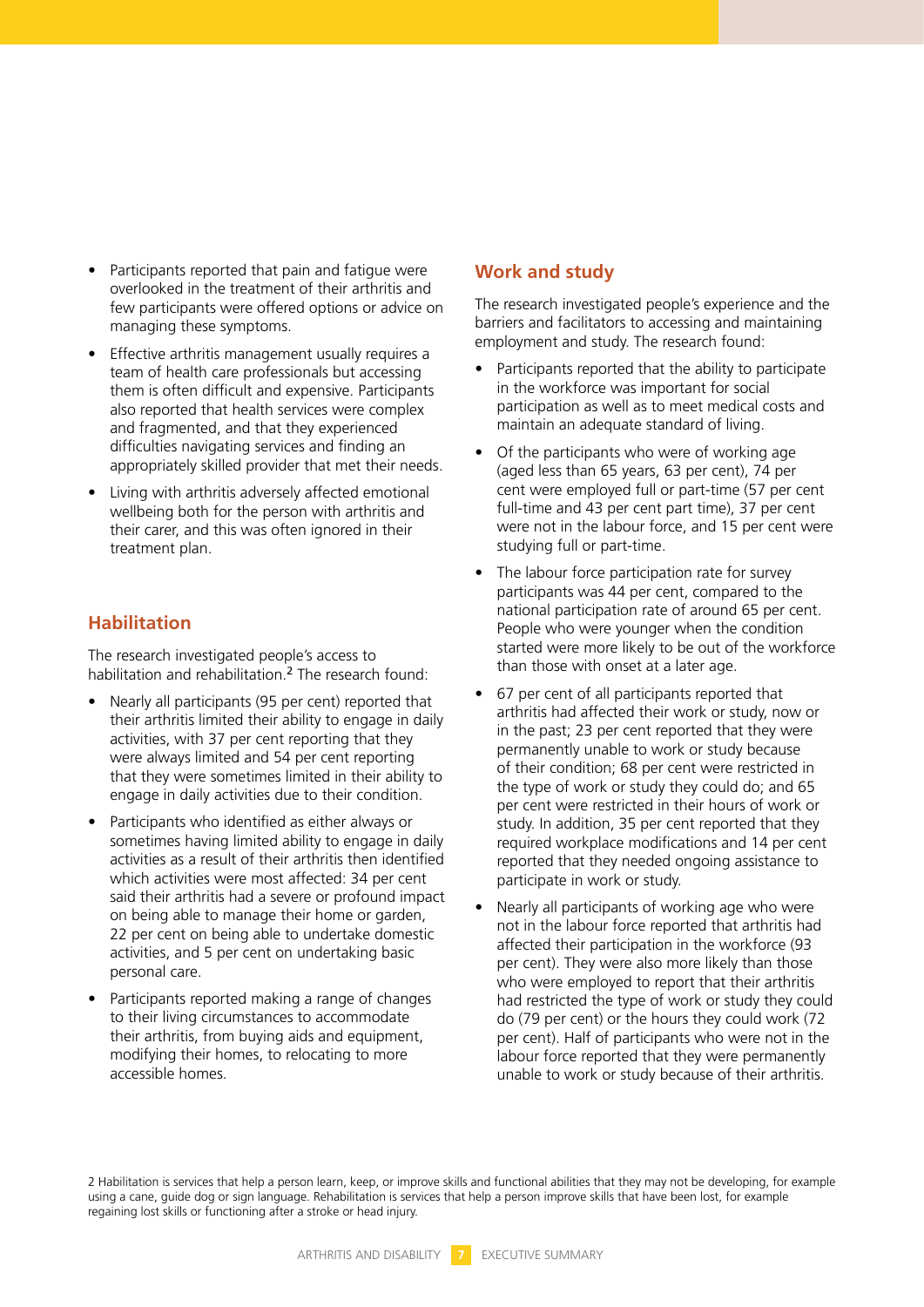- Participants reported that pain and fatigue were overlooked in the treatment of their arthritis and few participants were offered options or advice on managing these symptoms.
- Effective arthritis management usually requires a team of health care professionals but accessing them is often difficult and expensive. Participants also reported that health services were complex and fragmented, and that they experienced difficulties navigating services and finding an appropriately skilled provider that met their needs.
- Living with arthritis adversely affected emotional wellbeing both for the person with arthritis and their carer, and this was often ignored in their treatment plan.

## Habilitation

The research investigated people's access to habilitation and rehabilitation.[2] The research found:

- Nearly all participants (95 per cent) reported that their arthritis limited their ability to engage in daily activities, with 37 per cent reporting that they were always limited and 54 per cent reporting that they were sometimes limited in their ability to engage in daily activities due to their condition.
- Participants who identified as either always or sometimes having limited ability to engage in daily activities as a result of their arthritis then identified which activities were most affected: 34 per cent said their arthritis had a severe or profound impact on being able to manage their home or garden, 22 per cent on being able to undertake domestic activities, and 5 per cent on undertaking basic personal care.
- Participants reported making a range of changes to their living circumstances to accommodate their arthritis, from buying aids and equipment, modifying their homes, to relocating to more accessible homes.

## Work and study

The research investigated people's experience and the barriers and facilitators to accessing and maintaining employment and study. The research found:

- Participants reported that the ability to participate in the workforce was important for social participation as well as to meet medical costs and maintain an adequate standard of living.
- Of the participants who were of working age (aged less than 65 years, 63 per cent), 74 per cent were employed full or part-time (57 per cent full-time and 43 per cent part time), 37 per cent were not in the labour force, and 15 per cent were studying full or part-time.
- The labour force participation rate for survey participants was 44 per cent, compared to the national participation rate of around 65 per cent. People who were younger when the condition started were more likely to be out of the workforce than those with onset at a later age.
- 67 per cent of all participants reported that arthritis had affected their work or study, now or in the past; 23 per cent reported that they were permanently unable to work or study because of their condition; 68 per cent were restricted in the type of work or study they could do; and 65 per cent were restricted in their hours of work or study. In addition, 35 per cent reported that they required workplace modifications and 14 per cent reported that they needed ongoing assistance to participate in work or study.
- Nearly all participants of working age who were not in the labour force reported that arthritis had affected their participation in the workforce (93 per cent). They were also more likely than those who were employed to report that their arthritis had restricted the type of work or study they could do (79 per cent) or the hours they could work (72 per cent). Half of participants who were not in the labour force reported that they were permanently unable to work or study because of their arthritis.

2 Habilitation is services that help a person learn, keep, or improve skills and functional abilities that they may not be developing, for example using a cane, guide dog or sign language. Rehabilitation is services that help a person improve skills that have been lost, for example regaining lost skills or functioning after a stroke or head injury.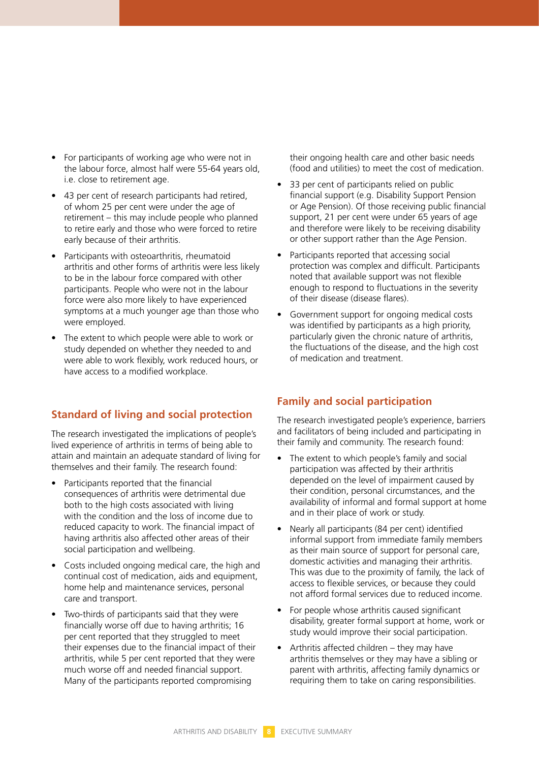- For participants of working age who were not in the labour force, almost half were 55-64 years old, i.e. close to retirement age.
- 43 per cent of research participants had retired, of whom 25 per cent were under the age of retirement – this may include people who planned to retire early and those who were forced to retire early because of their arthritis.
- Participants with osteoarthritis, rheumatoid arthritis and other forms of arthritis were less likely to be in the labour force compared with other participants. People who were not in the labour force were also more likely to have experienced symptoms at a much younger age than those who were employed.
- The extent to which people were able to work or study depended on whether they needed to and were able to work flexibly, work reduced hours, or have access to a modified workplace.

## Standard of living and social protection

The research investigated the implications of people's lived experience of arthritis in terms of being able to attain and maintain an adequate standard of living for themselves and their family. The research found:

- Participants reported that the financial consequences of arthritis were detrimental due both to the high costs associated with living with the condition and the loss of income due to reduced capacity to work. The financial impact of having arthritis also affected other areas of their social participation and wellbeing.
- Costs included ongoing medical care, the high and continual cost of medication, aids and equipment, home help and maintenance services, personal care and transport.
- Two-thirds of participants said that they were financially worse off due to having arthritis; 16 per cent reported that they struggled to meet their expenses due to the financial impact of their arthritis, while 5 per cent reported that they were much worse off and needed financial support. Many of the participants reported compromising their ongoing health care and other basic needs (food and utilities) to meet the cost of medication.
- 33 per cent of participants relied on public financial support (e.g. Disability Support Pension or Age Pension). Of those receiving public financial support, 21 per cent were under 65 years of age and therefore were likely to be receiving disability or other support rather than the Age Pension.
- Participants reported that accessing social protection was complex and difficult. Participants noted that available support was not flexible enough to respond to fluctuations in the severity of their disease (disease flares).
- Government support for ongoing medical costs was identified by participants as a high priority, particularly given the chronic nature of arthritis, the fluctuations of the disease, and the high cost of medication and treatment.

## Family and social participation

The research investigated people's experience, barriers and facilitators of being included and participating in their family and community. The research found:

- The extent to which people's family and social participation was affected by their arthritis depended on the level of impairment caused by their condition, personal circumstances, and the availability of informal and formal support at home and in their place of work or study.
- Nearly all participants (84 per cent) identified informal support from immediate family members as their main source of support for personal care, domestic activities and managing their arthritis. This was due to the proximity of family, the lack of access to flexible services, or because they could not afford formal services due to reduced income.
- For people whose arthritis caused significant disability, greater formal support at home, work or study would improve their social participation.
- Arthritis affected children – they may have arthritis themselves or they may have a sibling or parent with arthritis, affecting family dynamics or requiring them to take on caring responsibilities.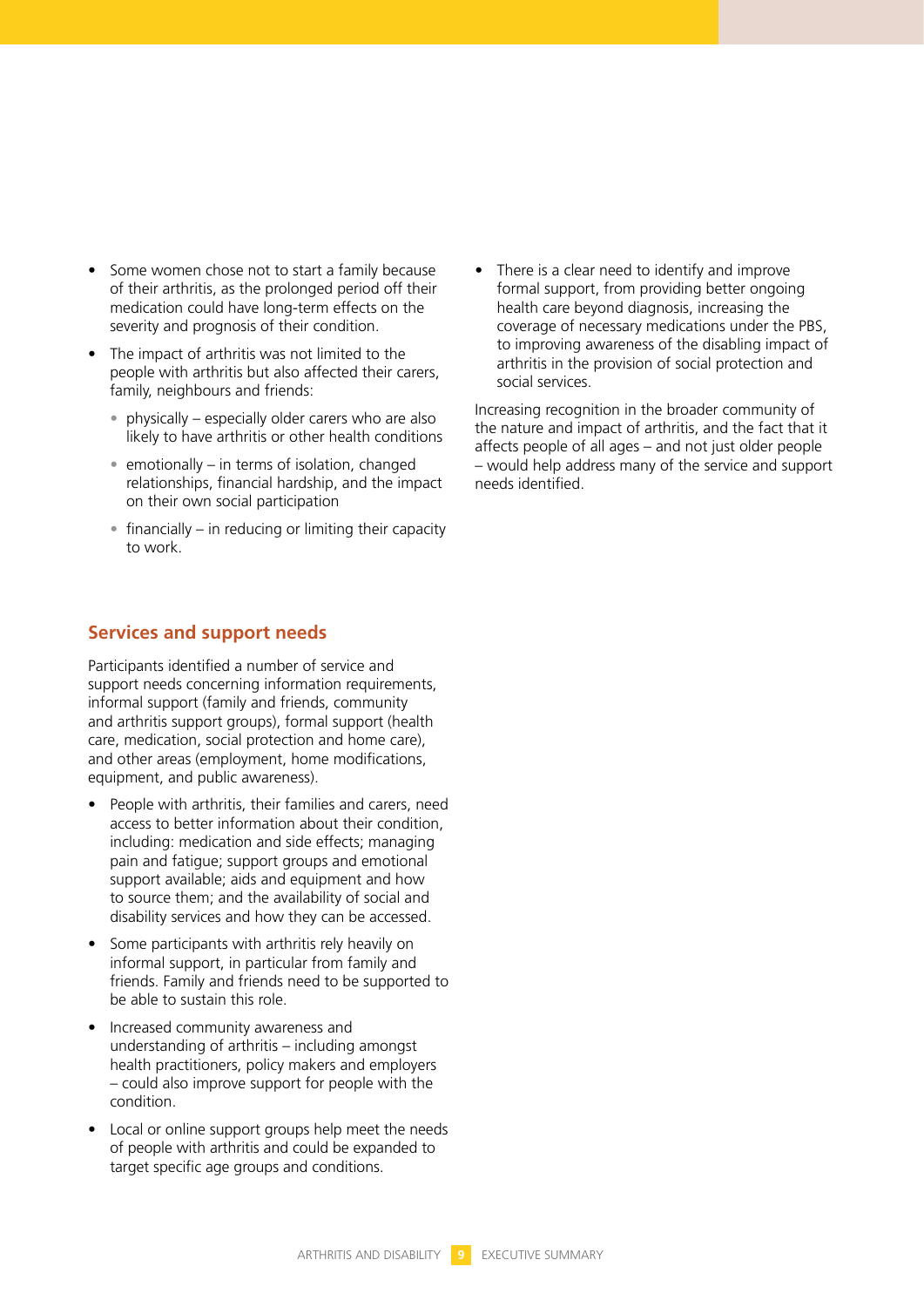- Some women chose not to start a family because of their arthritis, as the prolonged period off their medication could have long-term effects on the severity and prognosis of their condition.
- The impact of arthritis was not limited to the people with arthritis but also affected their carers, family, neighbours and friends:
  - physically – especially older carers who are also likely to have arthritis or other health conditions
  - emotionally – in terms of isolation, changed relationships, financial hardship, and the impact on their own social participation
  - financially – in reducing or limiting their capacity to work.

## Services and support needs

Participants identified a number of service and support needs concerning information requirements, informal support (family and friends, community and arthritis support groups), formal support (health care, medication, social protection and home care), and other areas (employment, home modifications, equipment, and public awareness).

- People with arthritis, their families and carers, need access to better information about their condition, including: medication and side effects; managing pain and fatigue; support groups and emotional support available; aids and equipment and how to source them; and the availability of social and disability services and how they can be accessed.
- Some participants with arthritis rely heavily on informal support, in particular from family and friends. Family and friends need to be supported to be able to sustain this role.
- Increased community awareness and understanding of arthritis – including amongst health practitioners, policy makers and employers – could also improve support for people with the condition.
- Local or online support groups help meet the needs of people with arthritis and could be expanded to target specific age groups and conditions.
- There is a clear need to identify and improve formal support, from providing better ongoing health care beyond diagnosis, increasing the coverage of necessary medications under the PBS, to improving awareness of the disabling impact of arthritis in the provision of social protection and social services.

Increasing recognition in the broader community of the nature and impact of arthritis, and the fact that it affects people of all ages – and not just older people – would help address many of the service and support needs identified.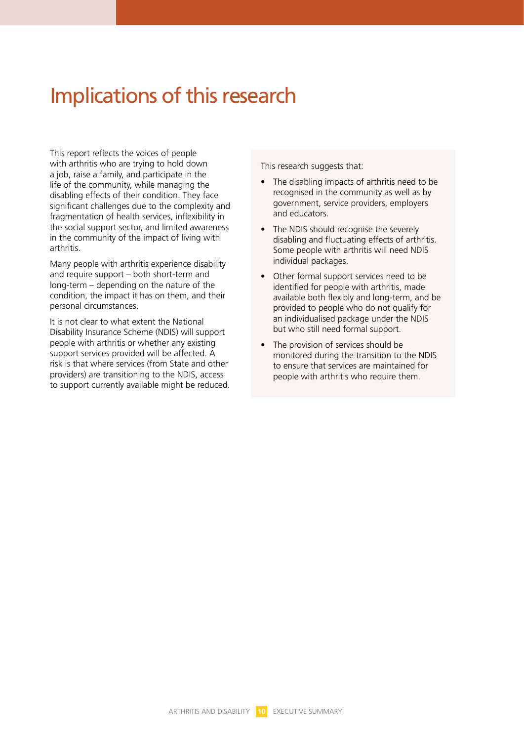# Implications of this research

This report reflects the voices of people with arthritis who are trying to hold down a job, raise a family, and participate in the life of the community, while managing the disabling effects of their condition. They face significant challenges due to the complexity and fragmentation of health services, inflexibility in the social support sector, and limited awareness in the community of the impact of living with arthritis.

Many people with arthritis experience disability and require support – both short-term and long-term – depending on the nature of the condition, the impact it has on them, and their personal circumstances.

It is not clear to what extent the National Disability Insurance Scheme (NDIS) will support people with arthritis or whether any existing support services provided will be affected. A risk is that where services (from State and other providers) are transitioning to the NDIS, access to support currently available might be reduced.

This research suggests that:

- The disabling impacts of arthritis need to be recognised in the community as well as by government, service providers, employers and educators.
- The NDIS should recognise the severely disabling and fluctuating effects of arthritis. Some people with arthritis will need NDIS individual packages.
- Other formal support services need to be identified for people with arthritis, made available both flexibly and long-term, and be provided to people who do not qualify for an individualised package under the NDIS but who still need formal support.
- The provision of services should be monitored during the transition to the NDIS to ensure that services are maintained for people with arthritis who require them.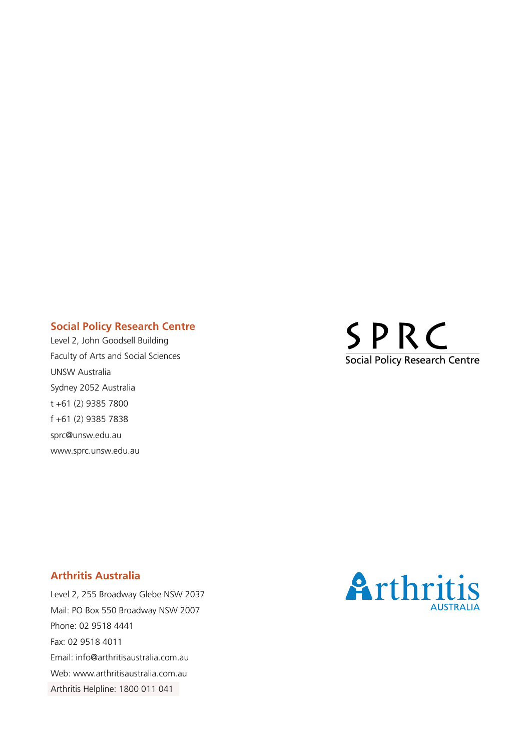## Social Policy Research Centre

Level 2, John Goodsell Building
Faculty of Arts and Social Sciences
UNSW Australia
Sydney 2052 Australia
t +61 (2) 9385 7800
f +61 (2) 9385 7838
sprc@unsw.edu.au
www.sprc.unsw.edu.au

SPRC
Social Policy Research Centre

## Arthritis Australia

Level 2, 255 Broadway Glebe NSW 2037
Mail: PO Box 550 Broadway NSW 2007
Phone: 02 9518 4441
Fax: 02 9518 4011
Email: info@arthritisaustralia.com.au
Web: www.arthritisaustralia.com.au
Arthritis Helpline: 1800 011 041

Arthritis
AUSTRALIA